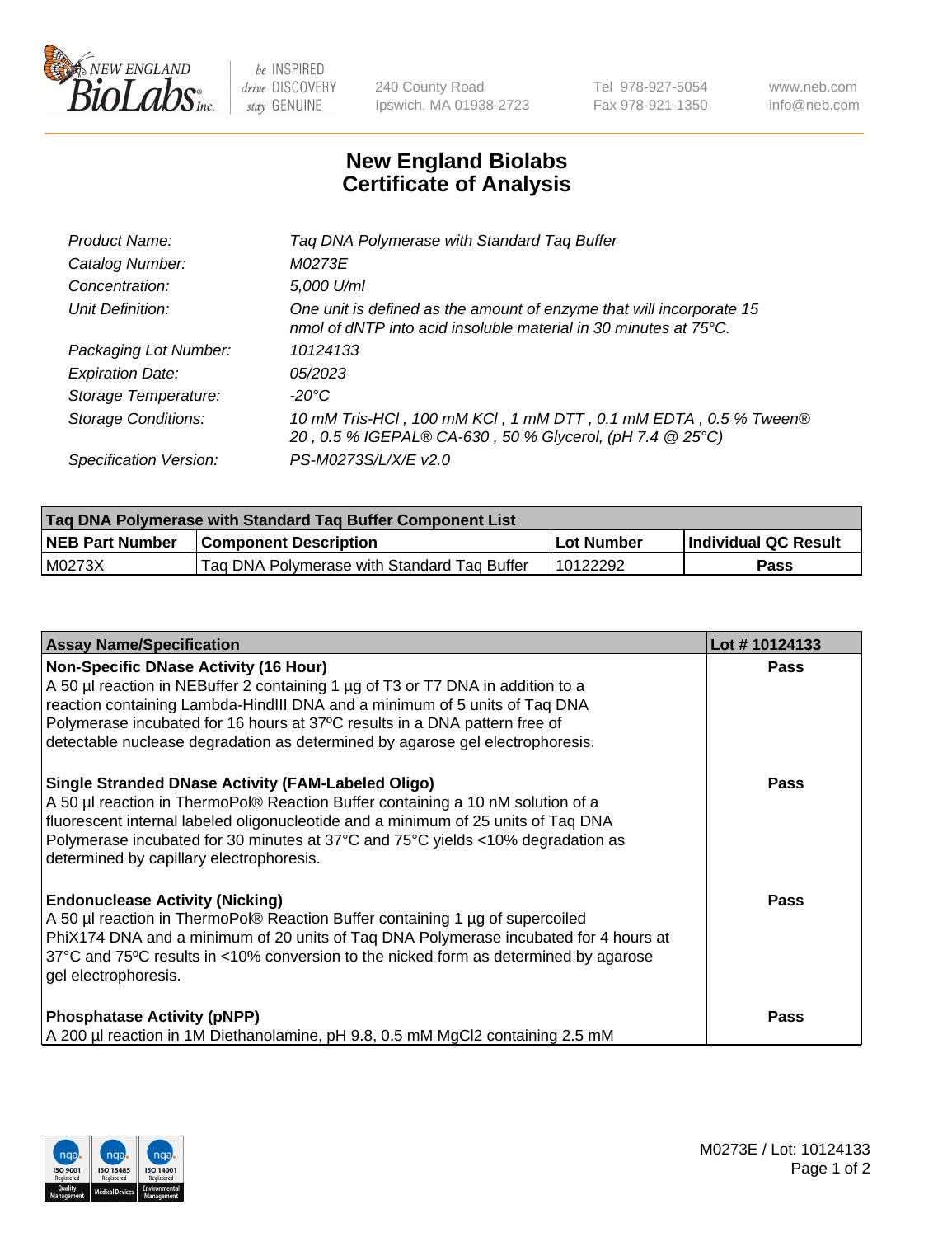# New England Biolabs Certificate of Analysis

| | |
|---|---|
| Product Name: | Taq DNA Polymerase with Standard Taq Buffer |
| Catalog Number: | M0273E |
| Concentration: | 5,000 U/ml |
| Unit Definition: | One unit is defined as the amount of enzyme that will incorporate 15 nmol of dNTP into acid insoluble material in 30 minutes at 75°C. |
| Packaging Lot Number: | 10124133 |
| Expiration Date: | 05/2023 |
| Storage Temperature: | -20°C |
| Storage Conditions: | 10 mM Tris-HCl , 100 mM KCl , 1 mM DTT , 0.1 mM EDTA , 0.5 % Tween® 20 , 0.5 % IGEPAL® CA-630 , 50 % Glycerol, (pH 7.4 @ 25°C) |
| Specification Version: | PS-M0273S/L/X/E v2.0 |

| Taq DNA Polymerase with Standard Taq Buffer Component List | | | |
|---|---|---|---|
| **NEB Part Number** | **Component Description** | **Lot Number** | **Individual QC Result** |
| M0273X | Taq DNA Polymerase with Standard Taq Buffer | 10122292 | Pass |

| Assay Name/Specification | Lot # 10124133 |
|---|---|
| **Non-Specific DNase Activity (16 Hour)**<br>A 50 µl reaction in NEBuffer 2 containing 1 µg of T3 or T7 DNA in addition to a reaction containing Lambda-HindIII DNA and a minimum of 5 units of Taq DNA Polymerase incubated for 16 hours at 37ºC results in a DNA pattern free of detectable nuclease degradation as determined by agarose gel electrophoresis. | Pass |
| **Single Stranded DNase Activity (FAM-Labeled Oligo)**<br>A 50 µl reaction in ThermoPol® Reaction Buffer containing a 10 nM solution of a fluorescent internal labeled oligonucleotide and a minimum of 25 units of Taq DNA Polymerase incubated for 30 minutes at 37°C and 75°C yields <10% degradation as determined by capillary electrophoresis. | Pass |
| **Endonuclease Activity (Nicking)**<br>A 50 µl reaction in ThermoPol® Reaction Buffer containing 1 µg of supercoiled PhiX174 DNA and a minimum of 20 units of Taq DNA Polymerase incubated for 4 hours at 37°C and 75ºC results in <10% conversion to the nicked form as determined by agarose gel electrophoresis. | Pass |
| **Phosphatase Activity (pNPP)**<br>A 200 µl reaction in 1M Diethanolamine, pH 9.8, 0.5 mM $MgCl_2$ containing 2.5 mM | Pass |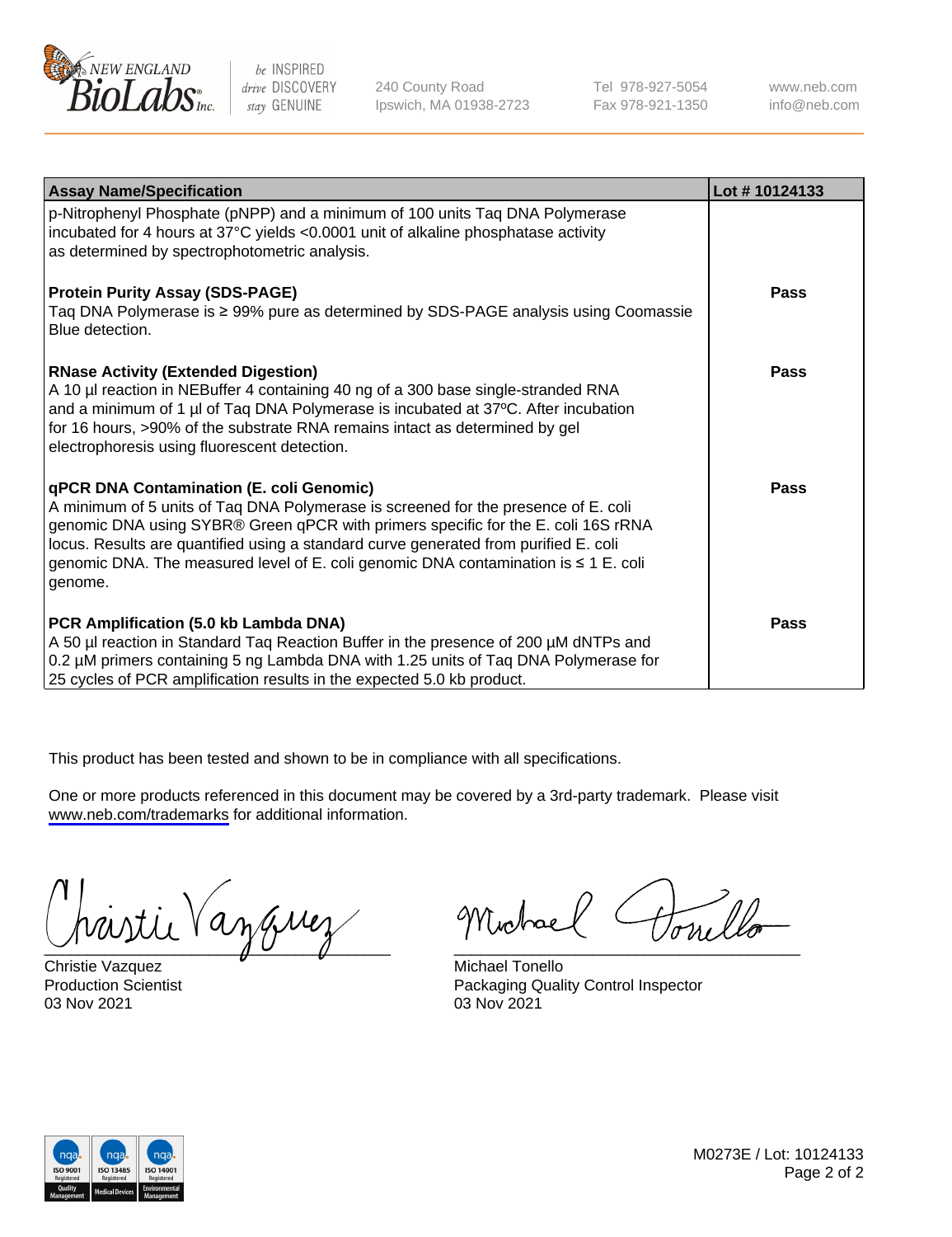NEW ENGLAND BioLabs Inc. — be INSPIRED drive DISCOVERY stay GENUINE

240 County Road
Ipswich, MA 01938-2723

Tel 978-927-5054
Fax 978-921-1350

www.neb.com
info@neb.com

| Assay Name/Specification | Lot # 10124133 |
|---|---|
| p-Nitrophenyl Phosphate (pNPP) and a minimum of 100 units Taq DNA Polymerase incubated for 4 hours at 37°C yields <0.0001 unit of alkaline phosphatase activity as determined by spectrophotometric analysis. | |
| **Protein Purity Assay (SDS-PAGE)**<br>Taq DNA Polymerase is ≥ 99% pure as determined by SDS-PAGE analysis using Coomassie Blue detection. | Pass |
| **RNase Activity (Extended Digestion)**<br>A 10 µl reaction in NEBuffer 4 containing 40 ng of a 300 base single-stranded RNA and a minimum of 1 µl of Taq DNA Polymerase is incubated at 37ºC. After incubation for 16 hours, >90% of the substrate RNA remains intact as determined by gel electrophoresis using fluorescent detection. | Pass |
| **qPCR DNA Contamination (E. coli Genomic)**<br>A minimum of 5 units of Taq DNA Polymerase is screened for the presence of E. coli genomic DNA using SYBR® Green qPCR with primers specific for the E. coli 16S rRNA locus. Results are quantified using a standard curve generated from purified E. coli genomic DNA. The measured level of E. coli genomic DNA contamination is ≤ 1 E. coli genome. | Pass |
| **PCR Amplification (5.0 kb Lambda DNA)**<br>A 50 µl reaction in Standard Taq Reaction Buffer in the presence of 200 µM dNTPs and 0.2 µM primers containing 5 ng Lambda DNA with 1.25 units of Taq DNA Polymerase for 25 cycles of PCR amplification results in the expected 5.0 kb product. | Pass |

This product has been tested and shown to be in compliance with all specifications.

One or more products referenced in this document may be covered by a 3rd-party trademark. Please visit www.neb.com/trademarks for additional information.

Christie Vazquez
Production Scientist
03 Nov 2021

Michael Tonello
Packaging Quality Control Inspector
03 Nov 2021

M0273E / Lot: 10124133